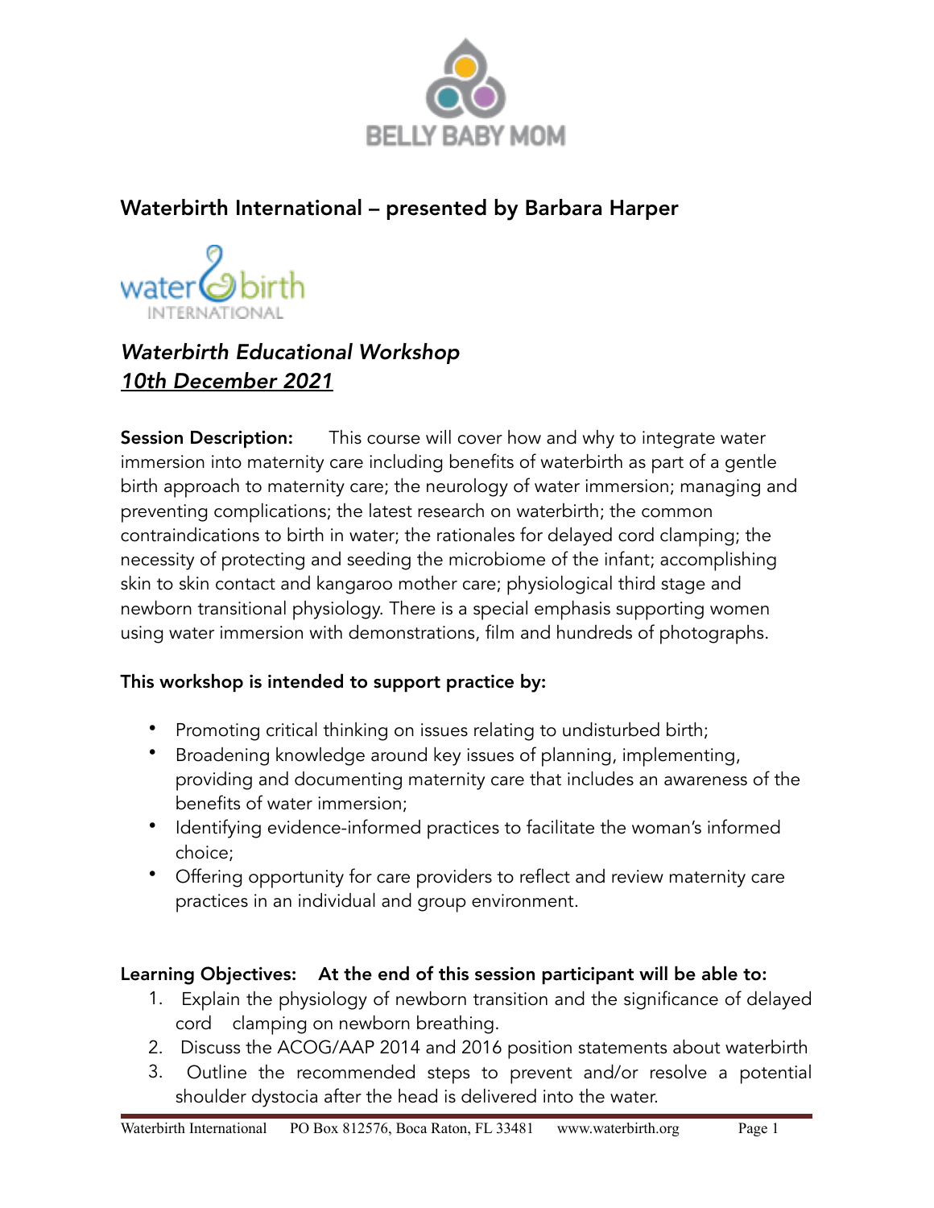BELLY BABY MOM

## Waterbirth International – presented by Barbara Harper

water birth INTERNATIONAL

### *Waterbirth Educational Workshop*
### ***10th December 2021***

**Session Description:** This course will cover how and why to integrate water immersion into maternity care including benefits of waterbirth as part of a gentle birth approach to maternity care; the neurology of water immersion; managing and preventing complications; the latest research on waterbirth; the common contraindications to birth in water; the rationales for delayed cord clamping; the necessity of protecting and seeding the microbiome of the infant; accomplishing skin to skin contact and kangaroo mother care; physiological third stage and newborn transitional physiology. There is a special emphasis supporting women using water immersion with demonstrations, film and hundreds of photographs.

**This workshop is intended to support practice by:**

- Promoting critical thinking on issues relating to undisturbed birth;
- Broadening knowledge around key issues of planning, implementing, providing and documenting maternity care that includes an awareness of the benefits of water immersion;
- Identifying evidence-informed practices to facilitate the woman's informed choice;
- Offering opportunity for care providers to reflect and review maternity care practices in an individual and group environment.

**Learning Objectives: At the end of this session participant will be able to:**

1. Explain the physiology of newborn transition and the significance of delayed cord clamping on newborn breathing.
2. Discuss the ACOG/AAP 2014 and 2016 position statements about waterbirth
3. Outline the recommended steps to prevent and/or resolve a potential shoulder dystocia after the head is delivered into the water.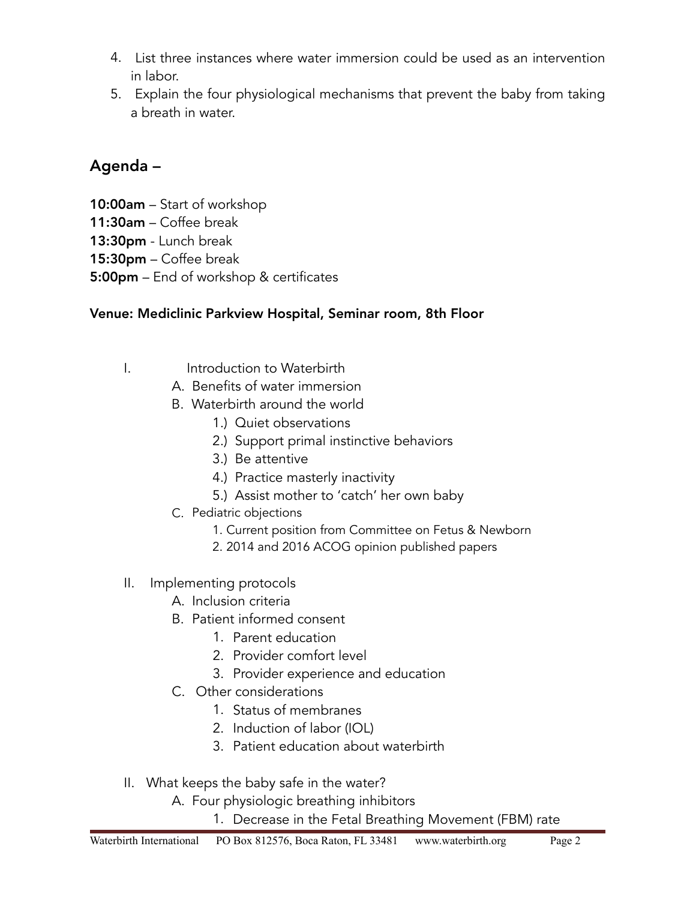4. List three instances where water immersion could be used as an intervention in labor.
5. Explain the four physiological mechanisms that prevent the baby from taking a breath in water.

## Agenda –

**10:00am** – Start of workshop
**11:30am** – Coffee break
**13:30pm** - Lunch break
**15:30pm** – Coffee break
**5:00pm** – End of workshop & certificates

**Venue: Mediclinic Parkview Hospital, Seminar room, 8th Floor**

I. Introduction to Waterbirth
    A. Benefits of water immersion
    B. Waterbirth around the world
        1.) Quiet observations
        2.) Support primal instinctive behaviors
        3.) Be attentive
        4.) Practice masterly inactivity
        5.) Assist mother to 'catch' her own baby
    C. Pediatric objections
        1. Current position from Committee on Fetus & Newborn
        2. 2014 and 2016 ACOG opinion published papers

II. Implementing protocols
    A. Inclusion criteria
    B. Patient informed consent
        1. Parent education
        2. Provider comfort level
        3. Provider experience and education
    C. Other considerations
        1. Status of membranes
        2. Induction of labor (IOL)
        3. Patient education about waterbirth

II. What keeps the baby safe in the water?
    A. Four physiologic breathing inhibitors
        1. Decrease in the Fetal Breathing Movement (FBM) rate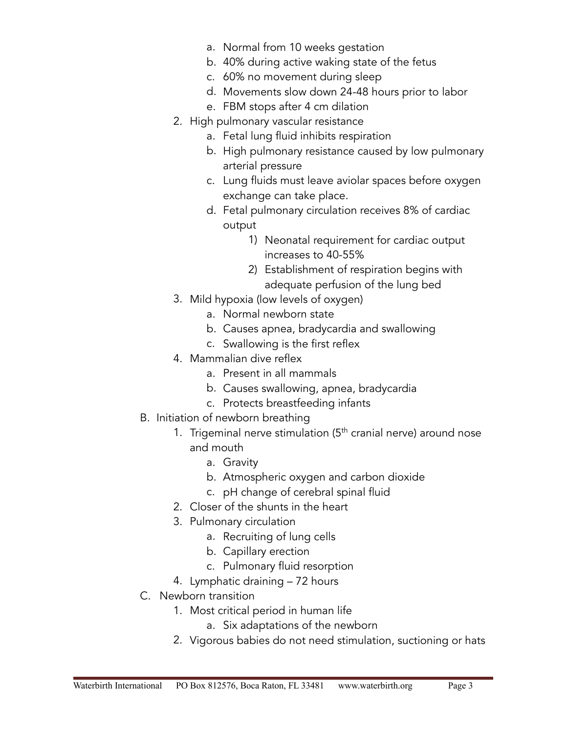a. Normal from 10 weeks gestation
   b. 40% during active waking state of the fetus
   c. 60% no movement during sleep
   d. Movements slow down 24-48 hours prior to labor
   e. FBM stops after 4 cm dilation

2. High pulmonary vascular resistance
   a. Fetal lung fluid inhibits respiration
   b. High pulmonary resistance caused by low pulmonary arterial pressure
   c. Lung fluids must leave aviolar spaces before oxygen exchange can take place.
   d. Fetal pulmonary circulation receives 8% of cardiac output
      1) Neonatal requirement for cardiac output increases to 40-55%
      2) Establishment of respiration begins with adequate perfusion of the lung bed

3. Mild hypoxia (low levels of oxygen)
   a. Normal newborn state
   b. Causes apnea, bradycardia and swallowing
   c. Swallowing is the first reflex

4. Mammalian dive reflex
   a. Present in all mammals
   b. Causes swallowing, apnea, bradycardia
   c. Protects breastfeeding infants

B. Initiation of newborn breathing

1. Trigeminal nerve stimulation (5th cranial nerve) around nose and mouth
   a. Gravity
   b. Atmospheric oxygen and carbon dioxide
   c. pH change of cerebral spinal fluid

2. Closer of the shunts in the heart

3. Pulmonary circulation
   a. Recruiting of lung cells
   b. Capillary erection
   c. Pulmonary fluid resorption

4. Lymphatic draining – 72 hours

C. Newborn transition

1. Most critical period in human life
   a. Six adaptations of the newborn

2. Vigorous babies do not need stimulation, suctioning or hats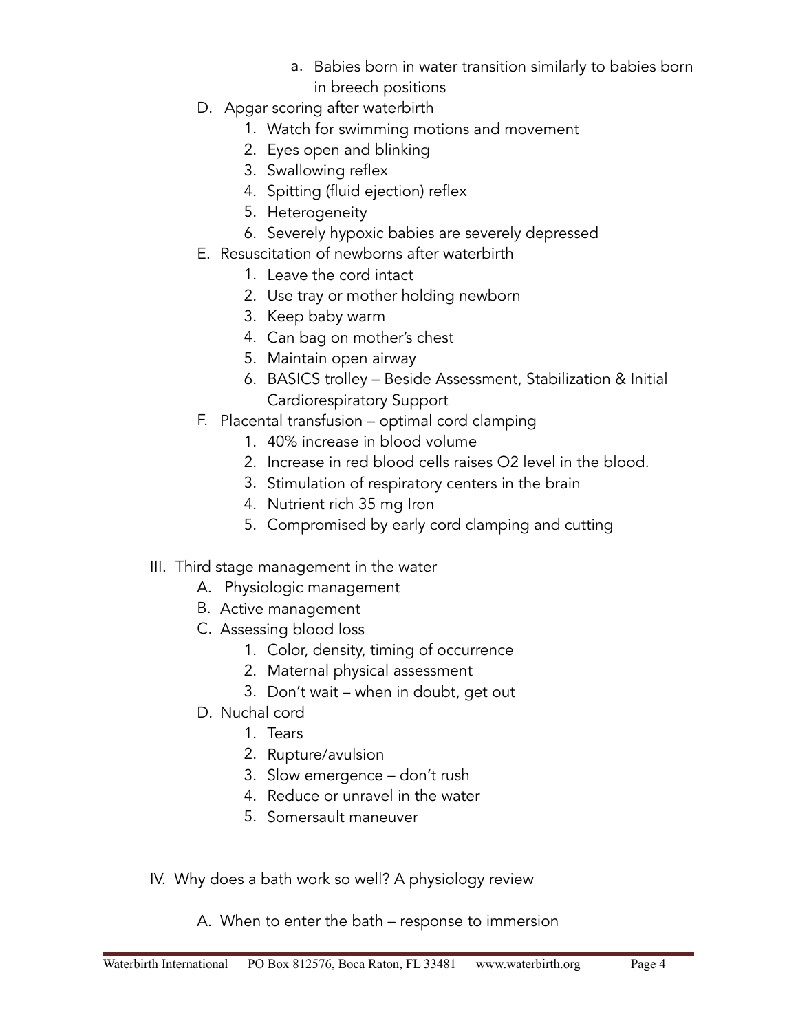a. Babies born in water transition similarly to babies born in breech positions

D. Apgar scoring after waterbirth
   1. Watch for swimming motions and movement
   2. Eyes open and blinking
   3. Swallowing reflex
   4. Spitting (fluid ejection) reflex
   5. Heterogeneity
   6. Severely hypoxic babies are severely depressed

E. Resuscitation of newborns after waterbirth
   1. Leave the cord intact
   2. Use tray or mother holding newborn
   3. Keep baby warm
   4. Can bag on mother's chest
   5. Maintain open airway
   6. BASICS trolley – Beside Assessment, Stabilization & Initial Cardiorespiratory Support

F. Placental transfusion – optimal cord clamping
   1. 40% increase in blood volume
   2. Increase in red blood cells raises O2 level in the blood.
   3. Stimulation of respiratory centers in the brain
   4. Nutrient rich 35 mg Iron
   5. Compromised by early cord clamping and cutting

III. Third stage management in the water

A. Physiologic management

B. Active management

C. Assessing blood loss
   1. Color, density, timing of occurrence
   2. Maternal physical assessment
   3. Don't wait – when in doubt, get out

D. Nuchal cord
   1. Tears
   2. Rupture/avulsion
   3. Slow emergence – don't rush
   4. Reduce or unravel in the water
   5. Somersault maneuver

IV. Why does a bath work so well? A physiology review

A. When to enter the bath – response to immersion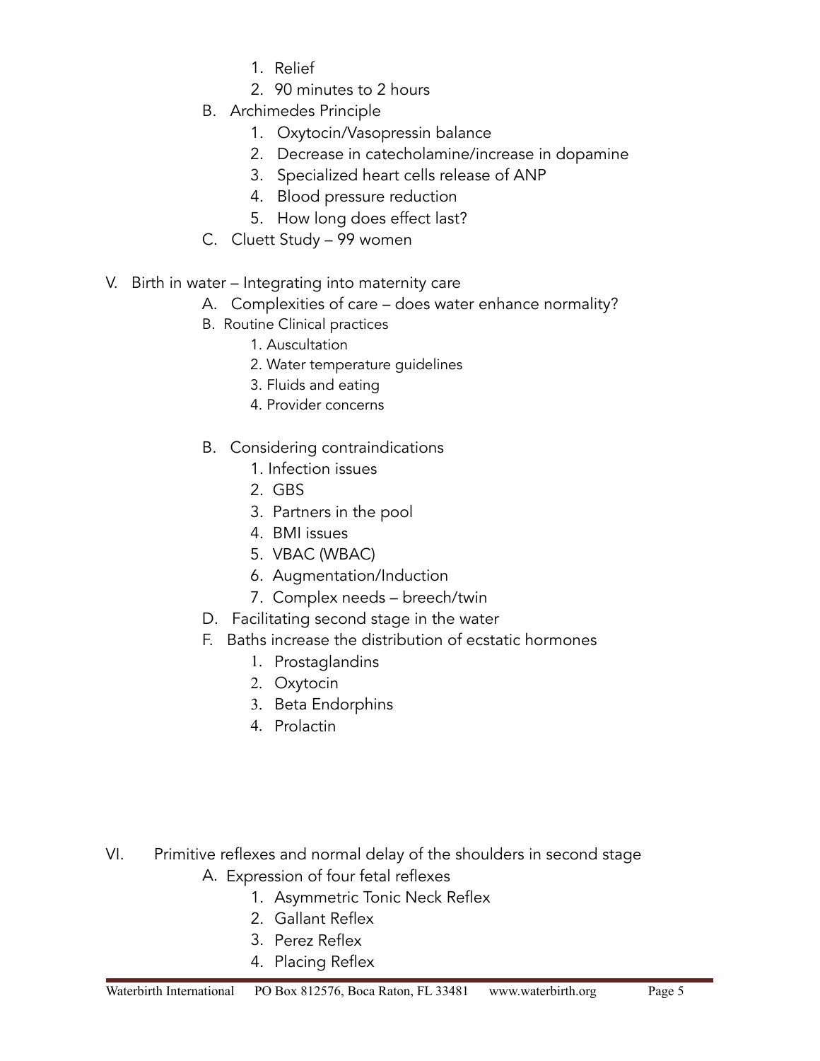1. Relief
2. 90 minutes to 2 hours

B. Archimedes Principle

1. Oxytocin/Vasopressin balance
2. Decrease in catecholamine/increase in dopamine
3. Specialized heart cells release of ANP
4. Blood pressure reduction
5. How long does effect last?

C. Cluett Study – 99 women

V. Birth in water – Integrating into maternity care

A. Complexities of care – does water enhance normality?

B. Routine Clinical practices

1. Auscultation
2. Water temperature guidelines
3. Fluids and eating
4. Provider concerns

B. Considering contraindications

1. Infection issues
2. GBS
3. Partners in the pool
4. BMI issues
5. VBAC (WBAC)
6. Augmentation/Induction
7. Complex needs – breech/twin

D. Facilitating second stage in the water

F. Baths increase the distribution of ecstatic hormones

1. Prostaglandins
2. Oxytocin
3. Beta Endorphins
4. Prolactin

VI. Primitive reflexes and normal delay of the shoulders in second stage

A. Expression of four fetal reflexes

1. Asymmetric Tonic Neck Reflex
2. Gallant Reflex
3. Perez Reflex
4. Placing Reflex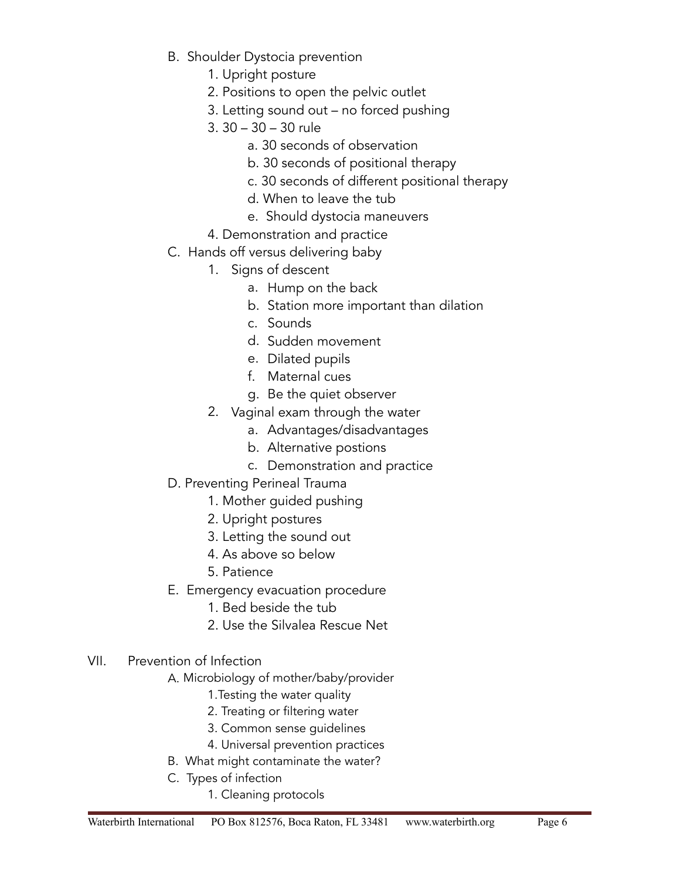- B. Shoulder Dystocia prevention
  - 1. Upright posture
  - 2. Positions to open the pelvic outlet
  - 3. Letting sound out – no forced pushing
  - 3. 30 – 30 – 30 rule
    - a. 30 seconds of observation
    - b. 30 seconds of positional therapy
    - c. 30 seconds of different positional therapy
    - d. When to leave the tub
    - e. Should dystocia maneuvers
  - 4. Demonstration and practice
- C. Hands off versus delivering baby
  - 1. Signs of descent
    - a. Hump on the back
    - b. Station more important than dilation
    - c. Sounds
    - d. Sudden movement
    - e. Dilated pupils
    - f. Maternal cues
    - g. Be the quiet observer
  - 2. Vaginal exam through the water
    - a. Advantages/disadvantages
    - b. Alternative postions
    - c. Demonstration and practice
- D. Preventing Perineal Trauma
  - 1. Mother guided pushing
  - 2. Upright postures
  - 3. Letting the sound out
  - 4. As above so below
  - 5. Patience
- E. Emergency evacuation procedure
  - 1. Bed beside the tub
  - 2. Use the Silvalea Rescue Net

VII. Prevention of Infection

- A. Microbiology of mother/baby/provider
  - 1. Testing the water quality
  - 2. Treating or filtering water
  - 3. Common sense guidelines
  - 4. Universal prevention practices
- B. What might contaminate the water?
- C. Types of infection
  - 1. Cleaning protocols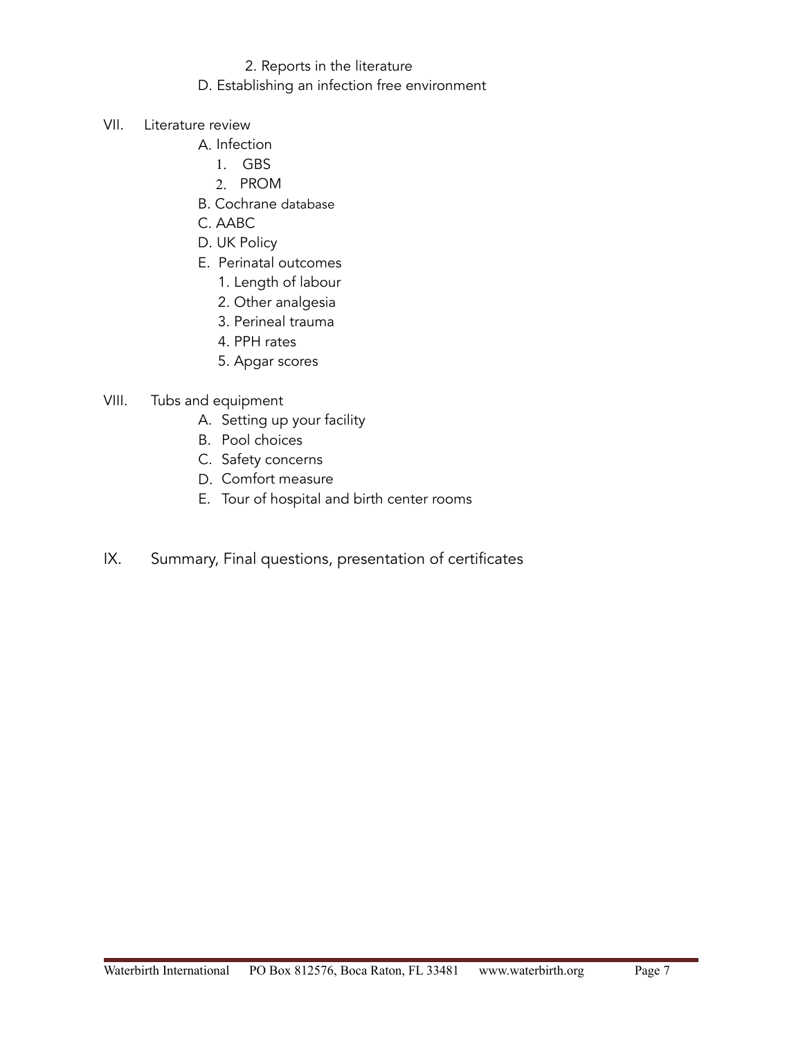2. Reports in the literature

D. Establishing an infection free environment

VII. Literature review

A. Infection

1. GBS
2. PROM

B. Cochrane database

C. AABC

D. UK Policy

E. Perinatal outcomes

1. Length of labour
2. Other analgesia
3. Perineal trauma
4. PPH rates
5. Apgar scores

VIII. Tubs and equipment

A. Setting up your facility

B. Pool choices

C. Safety concerns

D. Comfort measure

E. Tour of hospital and birth center rooms

IX. Summary, Final questions, presentation of certificates